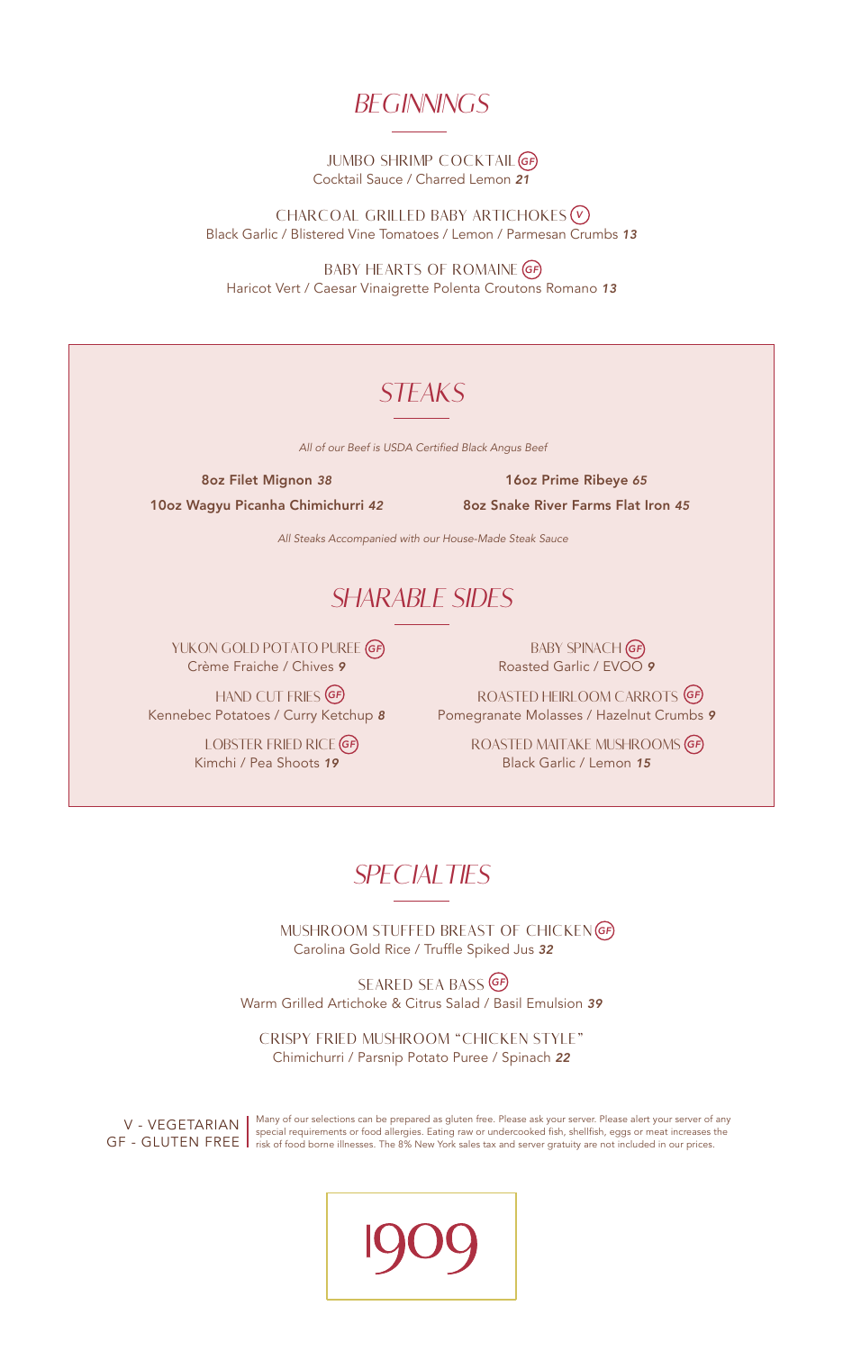# BEGINNINGS

JUMBO SHRIMP COCKTAIL (GF)
Cocktail Sauce / Charred Lemon **21**

CHARCOAL GRILLED BABY ARTICHOKES (V)
Black Garlic / Blistered Vine Tomatoes / Lemon / Parmesan Crumbs **13**

BABY HEARTS OF ROMAINE (GF)
Haricot Vert / Caesar Vinaigrette Polenta Croutons Romano **13**

# STEAKS

*All of our Beef is USDA Certified Black Angus Beef*

**8oz Filet Mignon** *38*

**16oz Prime Ribeye** *65*

**10oz Wagyu Picanha Chimichurri** *42*

**8oz Snake River Farms Flat Iron** *45*

*All Steaks Accompanied with our House-Made Steak Sauce*

# SHARABLE SIDES

YUKON GOLD POTATO PUREE (GF)
Crème Fraiche / Chives **9**

BABY SPINACH (GF)
Roasted Garlic / EVOO **9**

HAND CUT FRIES (GF)
Kennebec Potatoes / Curry Ketchup **8**

ROASTED HEIRLOOM CARROTS (GF)
Pomegranate Molasses / Hazelnut Crumbs **9**

LOBSTER FRIED RICE (GF)
Kimchi / Pea Shoots **19**

ROASTED MAITAKE MUSHROOMS (GF)
Black Garlic / Lemon **15**

# SPECIALTIES

MUSHROOM STUFFED BREAST OF CHICKEN (GF)
Carolina Gold Rice / Truffle Spiked Jus **32**

SEARED SEA BASS (GF)
Warm Grilled Artichoke & Citrus Salad / Basil Emulsion **39**

CRISPY FRIED MUSHROOM "CHICKEN STYLE"
Chimichurri / Parsnip Potato Puree / Spinach **22**

V - VEGETARIAN
GF - GLUTEN FREE

Many of our selections can be prepared as gluten free. Please ask your server. Please alert your server of any special requirements or food allergies. Eating raw or undercooked fish, shellfish, eggs or meat increases the risk of food borne illnesses. The 8% New York sales tax and server gratuity are not included in our prices.

1909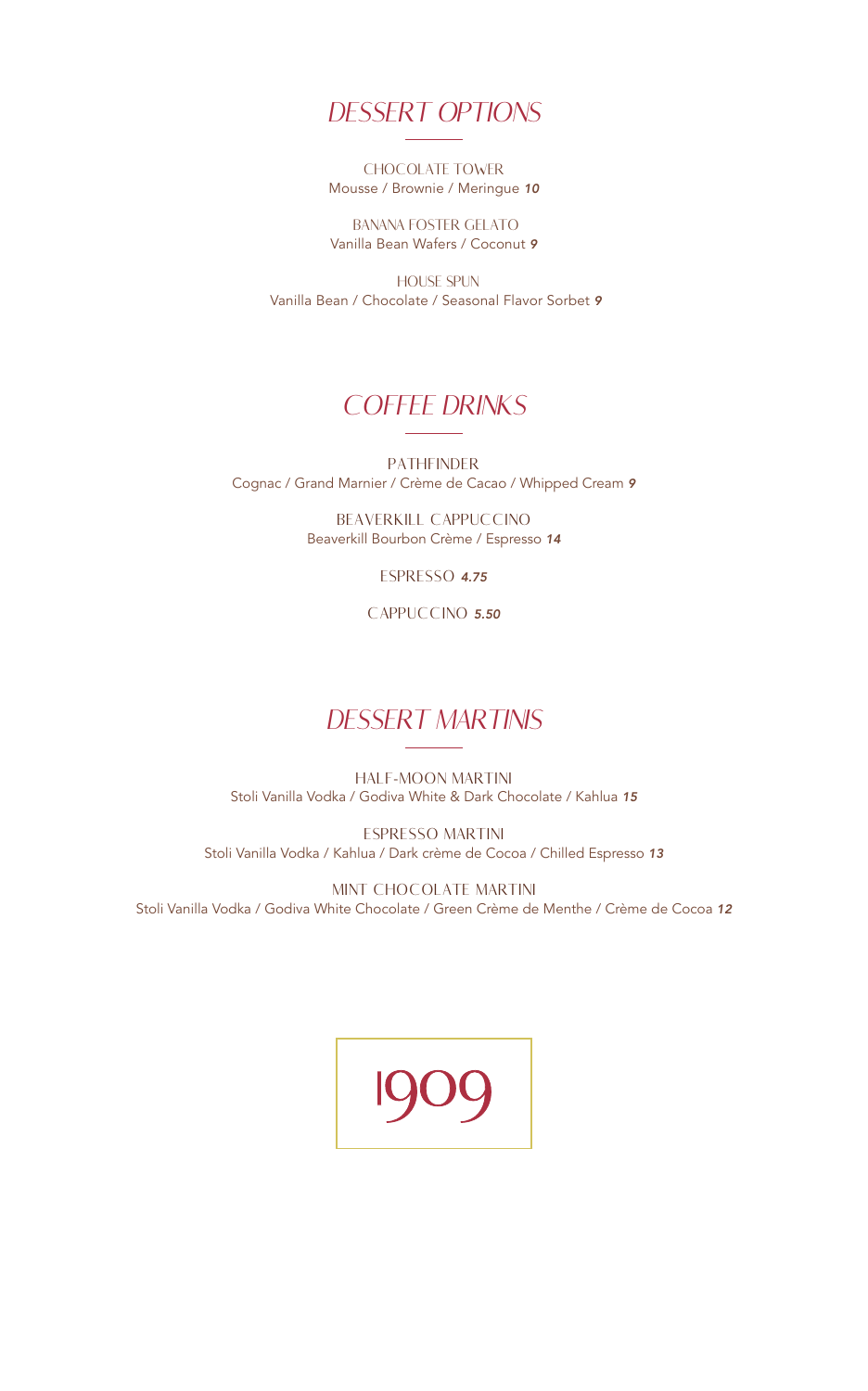## DESSERT OPTIONS

CHOCOLATE TOWER
Mousse / Brownie / Meringue ***10***

BANANA FOSTER GELATO
Vanilla Bean Wafers / Coconut ***9***

HOUSE SPUN
Vanilla Bean / Chocolate / Seasonal Flavor Sorbet ***9***

## COFFEE DRINKS

PATHFINDER
Cognac / Grand Marnier / Crème de Cacao / Whipped Cream ***9***

BEAVERKILL CAPPUCCINO
Beaverkill Bourbon Crème / Espresso ***14***

ESPRESSO ***4.75***

CAPPUCCINO ***5.50***

## DESSERT MARTINIS

HALF-MOON MARTINI
Stoli Vanilla Vodka / Godiva White & Dark Chocolate / Kahlua ***15***

ESPRESSO MARTINI
Stoli Vanilla Vodka / Kahlua / Dark crème de Cocoa / Chilled Espresso ***13***

MINT CHOCOLATE MARTINI
Stoli Vanilla Vodka / Godiva White Chocolate / Green Crème de Menthe / Crème de Cocoa ***12***

1909